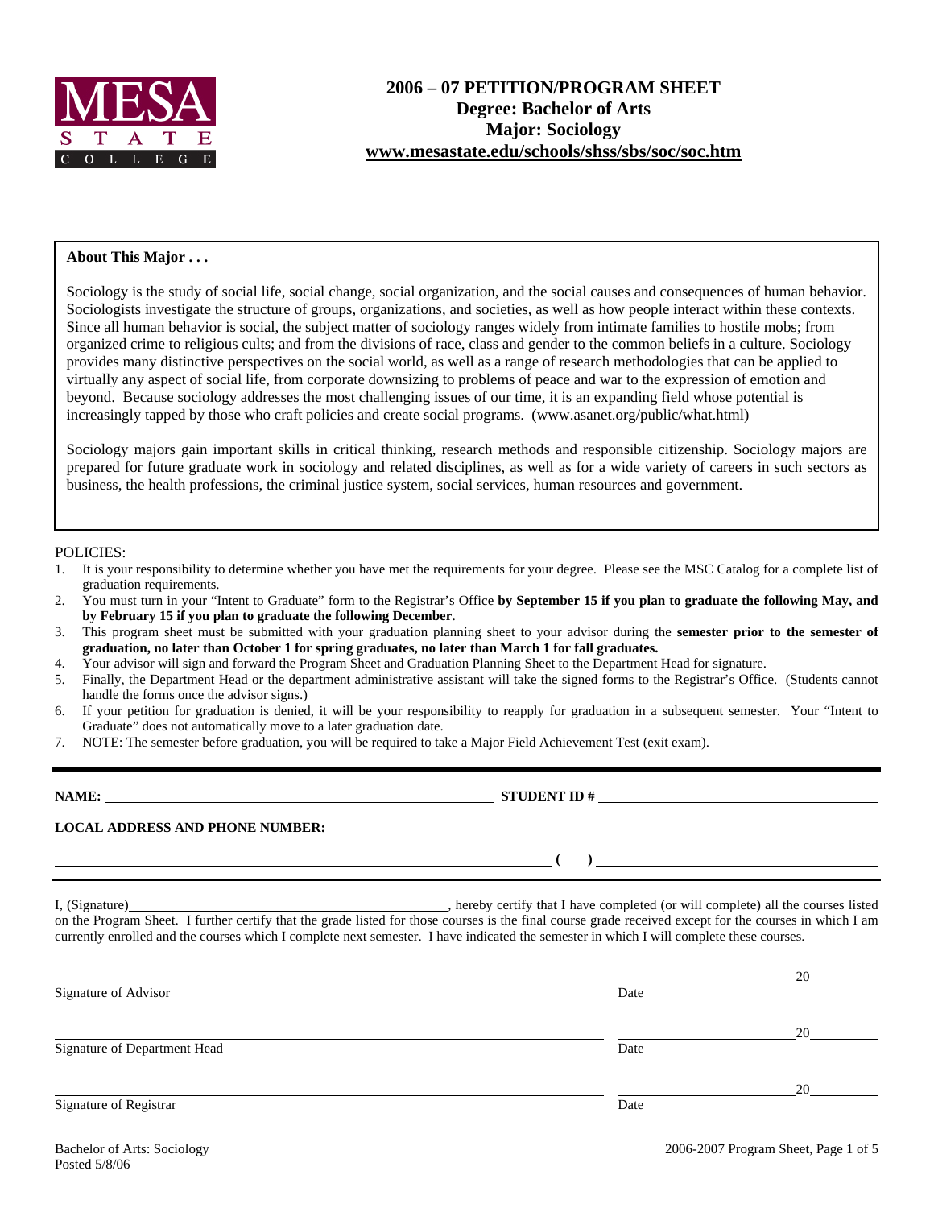MESA STATE COLLEGE

# 2006 – 07 PETITION/PROGRAM SHEET
## Degree: Bachelor of Arts
## Major: Sociology
## www.mesastate.edu/schools/shss/sbs/soc/soc.htm

**About This Major . . .**

Sociology is the study of social life, social change, social organization, and the social causes and consequences of human behavior. Sociologists investigate the structure of groups, organizations, and societies, as well as how people interact within these contexts. Since all human behavior is social, the subject matter of sociology ranges widely from intimate families to hostile mobs; from organized crime to religious cults; and from the divisions of race, class and gender to the common beliefs in a culture. Sociology provides many distinctive perspectives on the social world, as well as a range of research methodologies that can be applied to virtually any aspect of social life, from corporate downsizing to problems of peace and war to the expression of emotion and beyond. Because sociology addresses the most challenging issues of our time, it is an expanding field whose potential is increasingly tapped by those who craft policies and create social programs. (www.asanet.org/public/what.html)

Sociology majors gain important skills in critical thinking, research methods and responsible citizenship. Sociology majors are prepared for future graduate work in sociology and related disciplines, as well as for a wide variety of careers in such sectors as business, the health professions, the criminal justice system, social services, human resources and government.

POLICIES:

1. It is your responsibility to determine whether you have met the requirements for your degree. Please see the MSC Catalog for a complete list of graduation requirements.
2. You must turn in your "Intent to Graduate" form to the Registrar's Office **by September 15 if you plan to graduate the following May, and by February 15 if you plan to graduate the following December**.
3. This program sheet must be submitted with your graduation planning sheet to your advisor during the **semester prior to the semester of graduation, no later than October 1 for spring graduates, no later than March 1 for fall graduates.**
4. Your advisor will sign and forward the Program Sheet and Graduation Planning Sheet to the Department Head for signature.
5. Finally, the Department Head or the department administrative assistant will take the signed forms to the Registrar's Office. (Students cannot handle the forms once the advisor signs.)
6. If your petition for graduation is denied, it will be your responsibility to reapply for graduation in a subsequent semester. Your "Intent to Graduate" does not automatically move to a later graduation date.
7. NOTE: The semester before graduation, you will be required to take a Major Field Achievement Test (exit exam).

---

**NAME:** \_\_\_\_\_\_\_\_\_\_\_\_\_\_\_\_\_\_\_\_ **STUDENT ID #** \_\_\_\_\_\_\_\_\_\_\_\_\_\_\_\_\_\_\_\_

**LOCAL ADDRESS AND PHONE NUMBER:** \_\_\_\_\_\_\_\_\_\_\_\_\_\_\_\_\_\_\_\_

\_\_\_\_\_\_\_\_\_\_\_\_\_\_\_\_\_\_\_\_ **( )** \_\_\_\_\_\_\_\_\_\_\_\_\_\_\_\_\_\_\_\_

---

I, (Signature)\_\_\_\_\_\_\_\_\_\_\_\_\_\_\_\_\_\_\_\_, hereby certify that I have completed (or will complete) all the courses listed on the Program Sheet. I further certify that the grade listed for those courses is the final course grade received except for the courses in which I am currently enrolled and the courses which I complete next semester. I have indicated the semester in which I will complete these courses.

\_\_\_\_\_\_\_\_\_\_\_\_\_\_\_\_\_\_\_\_ \_\_\_\_\_\_\_\_\_\_ 20\_\_\_\_\_
Signature of Advisor — Date

\_\_\_\_\_\_\_\_\_\_\_\_\_\_\_\_\_\_\_\_ \_\_\_\_\_\_\_\_\_\_ 20\_\_\_\_\_
Signature of Department Head — Date

\_\_\_\_\_\_\_\_\_\_\_\_\_\_\_\_\_\_\_\_ \_\_\_\_\_\_\_\_\_\_ 20\_\_\_\_\_
Signature of Registrar — Date

Bachelor of Arts: Sociology
Posted 5/8/06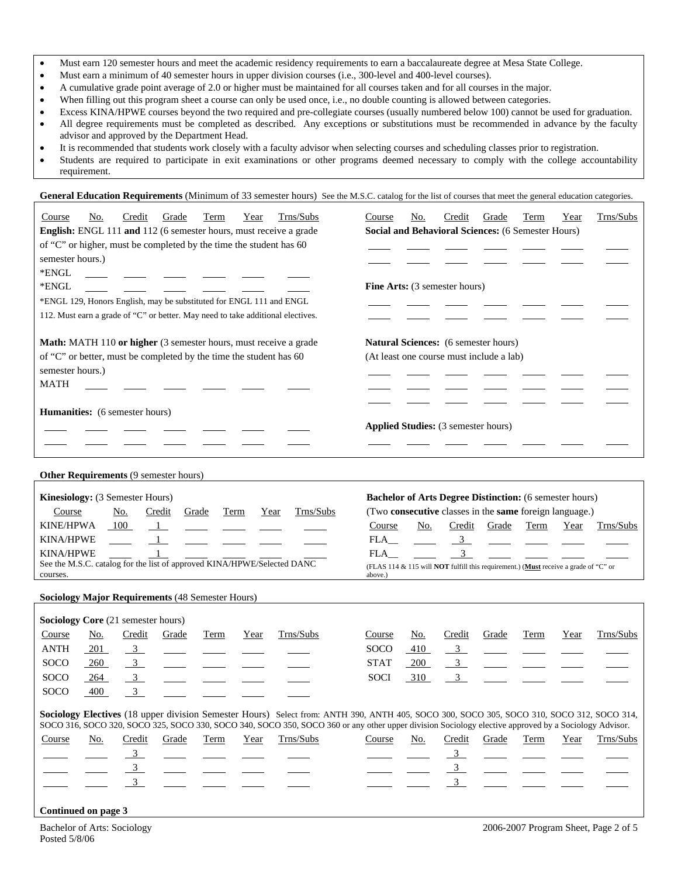- Must earn 120 semester hours and meet the academic residency requirements to earn a baccalaureate degree at Mesa State College.
- Must earn a minimum of 40 semester hours in upper division courses (i.e., 300-level and 400-level courses).
- A cumulative grade point average of 2.0 or higher must be maintained for all courses taken and for all courses in the major.
- When filling out this program sheet a course can only be used once, i.e., no double counting is allowed between categories.
- Excess KINA/HPWE courses beyond the two required and pre-collegiate courses (usually numbered below 100) cannot be used for graduation.
- All degree requirements must be completed as described. Any exceptions or substitutions must be recommended in advance by the faculty advisor and approved by the Department Head.
- It is recommended that students work closely with a faculty advisor when selecting courses and scheduling classes prior to registration.
- Students are required to participate in exit examinations or other programs deemed necessary to comply with the college accountability requirement.

## General Education Requirements (Minimum of 33 semester hours)

See the M.S.C. catalog for the list of courses that meet the general education categories.

**English:** ENGL 111 **and** 112 (6 semester hours, must receive a grade of "C" or higher, must be completed by the time the student has 60 semester hours.)

| Course | No. | Credit | Grade | Term | Year | Trns/Subs |
|---|---|---|---|---|---|---|
| *ENGL | | | | | | |
| *ENGL | | | | | | |

*ENGL 129, Honors English, may be substituted for ENGL 111 and ENGL 112. Must earn a grade of "C" or better. May need to take additional electives.

**Math:** MATH 110 **or higher** (3 semester hours, must receive a grade of "C" or better, must be completed by the time the student has 60 semester hours.)

| Course | No. | Credit | Grade | Term | Year | Trns/Subs |
|---|---|---|---|---|---|---|
| MATH | | | | | | |

**Humanities:** (6 semester hours)

| Course | No. | Credit | Grade | Term | Year | Trns/Subs |
|---|---|---|---|---|---|---|
| | | | | | | |
| | | | | | | |

**Social and Behavioral Sciences:** (6 Semester Hours)

| Course | No. | Credit | Grade | Term | Year | Trns/Subs |
|---|---|---|---|---|---|---|
| | | | | | | |
| | | | | | | |

**Fine Arts:** (3 semester hours)

| Course | No. | Credit | Grade | Term | Year | Trns/Subs |
|---|---|---|---|---|---|---|
| | | | | | | |
| | | | | | | |

**Natural Sciences:** (6 semester hours)
(At least one course must include a lab)

| Course | No. | Credit | Grade | Term | Year | Trns/Subs |
|---|---|---|---|---|---|---|
| | | | | | | |
| | | | | | | |
| | | | | | | |

**Applied Studies:** (3 semester hours)

| Course | No. | Credit | Grade | Term | Year | Trns/Subs |
|---|---|---|---|---|---|---|
| | | | | | | |

## Other Requirements (9 semester hours)

**Kinesiology:** (3 Semester Hours)

| Course | No. | Credit | Grade | Term | Year | Trns/Subs |
|---|---|---|---|---|---|---|
| KINE/HPWA | 100 | 1 | | | | |
| KINA/HPWE | | 1 | | | | |
| KINA/HPWE | | 1 | | | | |

See the M.S.C. catalog for the list of approved KINA/HPWE/Selected DANC courses.

**Bachelor of Arts Degree Distinction:** (6 semester hours)
(Two **consecutive** classes in the **same** foreign language.)

| Course | No. | Credit | Grade | Term | Year | Trns/Subs |
|---|---|---|---|---|---|---|
| FLA__ | | 3 | | | | |
| FLA__ | | 3 | | | | |

(FLAS 114 & 115 will **NOT** fulfill this requirement.) (**Must** receive a grade of "C" or above.)

## Sociology Major Requirements (48 Semester Hours)

**Sociology Core** (21 semester hours)

| Course | No. | Credit | Grade | Term | Year | Trns/Subs |
|---|---|---|---|---|---|---|
| ANTH | 201 | 3 | | | | |
| SOCO | 260 | 3 | | | | |
| SOCO | 264 | 3 | | | | |
| SOCO | 400 | 3 | | | | |
| SOCO | 410 | 3 | | | | |
| STAT | 200 | 3 | | | | |
| SOCI | 310 | 3 | | | | |

**Sociology Electives** (18 upper division Semester Hours) Select from: ANTH 390, ANTH 405, SOCO 300, SOCO 305, SOCO 310, SOCO 312, SOCO 314, SOCO 316, SOCO 320, SOCO 325, SOCO 330, SOCO 340, SOCO 350, SOCO 360 or any other upper division Sociology elective approved by a Sociology Advisor.

| Course | No. | Credit | Grade | Term | Year | Trns/Subs |
|---|---|---|---|---|---|---|
| | | 3 | | | | |
| | | 3 | | | | |
| | | 3 | | | | |
| | | 3 | | | | |
| | | 3 | | | | |
| | | 3 | | | | |

**Continued on page 3**

Bachelor of Arts: Sociology
Posted 5/8/06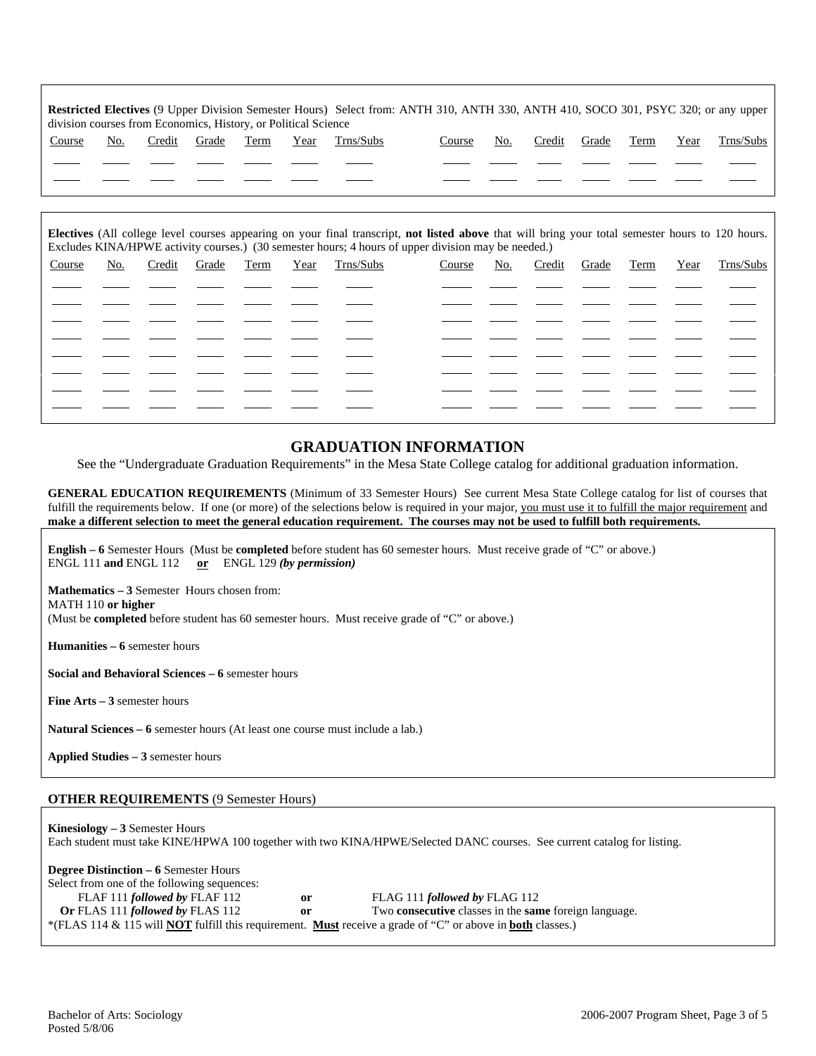**Restricted Electives** (9 Upper Division Semester Hours) Select from: ANTH 310, ANTH 330, ANTH 410, SOCO 301, PSYC 320; or any upper division courses from Economics, History, or Political Science

| Course | No. | Credit | Grade | Term | Year | Trns/Subs | Course | No. | Credit | Grade | Term | Year | Trns/Subs |
|---|---|---|---|---|---|---|---|---|---|---|---|---|---|
| | | | | | | | | | | | | | |
| | | | | | | | | | | | | | |

**Electives** (All college level courses appearing on your final transcript, **not listed above** that will bring your total semester hours to 120 hours. Excludes KINA/HPWE activity courses.) (30 semester hours; 4 hours of upper division may be needed.)

| Course | No. | Credit | Grade | Term | Year | Trns/Subs | Course | No. | Credit | Grade | Term | Year | Trns/Subs |
|---|---|---|---|---|---|---|---|---|---|---|---|---|---|
| | | | | | | | | | | | | | |
| | | | | | | | | | | | | | |
| | | | | | | | | | | | | | |
| | | | | | | | | | | | | | |
| | | | | | | | | | | | | | |
| | | | | | | | | | | | | | |
| | | | | | | | | | | | | | |
| | | | | | | | | | | | | | |

## GRADUATION INFORMATION

See the "Undergraduate Graduation Requirements" in the Mesa State College catalog for additional graduation information.

**GENERAL EDUCATION REQUIREMENTS** (Minimum of 33 Semester Hours) See current Mesa State College catalog for list of courses that fulfill the requirements below. If one (or more) of the selections below is required in your major, you must use it to fulfill the major requirement and **make a different selection to meet the general education requirement. The courses may not be used to fulfill both requirements.**

**English – 6** Semester Hours (Must be **completed** before student has 60 semester hours. Must receive grade of "C" or above.)
ENGL 111 **and** ENGL 112 **or** ENGL 129 ***(by permission)***

**Mathematics – 3** Semester Hours chosen from:
MATH 110 **or higher**
(Must be **completed** before student has 60 semester hours. Must receive grade of "C" or above.)

**Humanities – 6** semester hours

**Social and Behavioral Sciences – 6** semester hours

**Fine Arts – 3** semester hours

**Natural Sciences – 6** semester hours (At least one course must include a lab.)

**Applied Studies – 3** semester hours

**OTHER REQUIREMENTS** (9 Semester Hours)

**Kinesiology – 3** Semester Hours
Each student must take KINE/HPWA 100 together with two KINA/HPWE/Selected DANC courses. See current catalog for listing.

**Degree Distinction – 6** Semester Hours
Select from one of the following sequences:
FLAF 111 ***followed by*** FLAF 112 **or** FLAG 111 ***followed by*** FLAG 112
**Or** FLAS 111 ***followed by*** FLAS 112 **or** Two **consecutive** classes in the **same** foreign language.
*(FLAS 114 & 115 will **NOT** fulfill this requirement. **Must** receive a grade of "C" or above in **both** classes.)

Bachelor of Arts: Sociology
Posted 5/8/06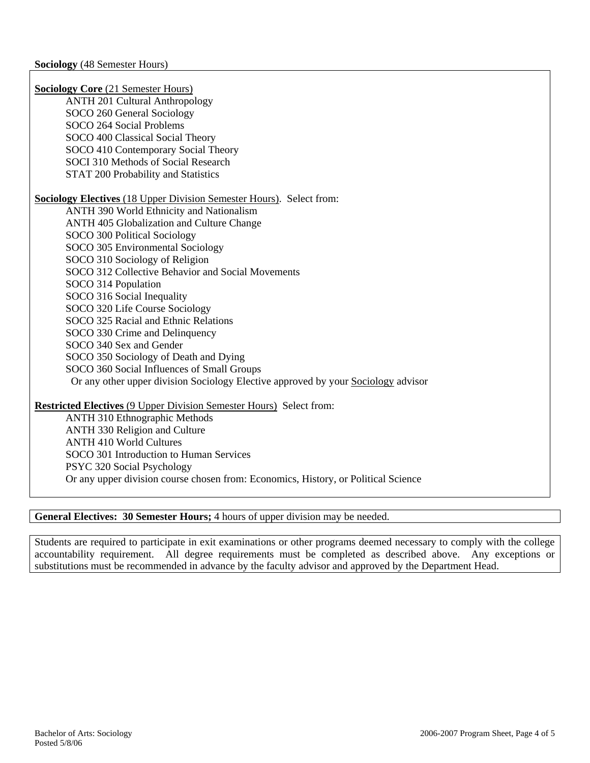**Sociology** (48 Semester Hours)

**Sociology Core** (21 Semester Hours)

- ANTH 201 Cultural Anthropology
- SOCO 260 General Sociology
- SOCO 264 Social Problems
- SOCO 400 Classical Social Theory
- SOCO 410 Contemporary Social Theory
- SOCI 310 Methods of Social Research
- STAT 200 Probability and Statistics

**Sociology Electives** (18 Upper Division Semester Hours). Select from:

- ANTH 390 World Ethnicity and Nationalism
- ANTH 405 Globalization and Culture Change
- SOCO 300 Political Sociology
- SOCO 305 Environmental Sociology
- SOCO 310 Sociology of Religion
- SOCO 312 Collective Behavior and Social Movements
- SOCO 314 Population
- SOCO 316 Social Inequality
- SOCO 320 Life Course Sociology
- SOCO 325 Racial and Ethnic Relations
- SOCO 330 Crime and Delinquency
- SOCO 340 Sex and Gender
- SOCO 350 Sociology of Death and Dying
- SOCO 360 Social Influences of Small Groups
- Or any other upper division Sociology Elective approved by your Sociology advisor

**Restricted Electives** (9 Upper Division Semester Hours) Select from:

- ANTH 310 Ethnographic Methods
- ANTH 330 Religion and Culture
- ANTH 410 World Cultures
- SOCO 301 Introduction to Human Services
- PSYC 320 Social Psychology
- Or any upper division course chosen from: Economics, History, or Political Science

**General Electives: 30 Semester Hours;** 4 hours of upper division may be needed.

Students are required to participate in exit examinations or other programs deemed necessary to comply with the college accountability requirement. All degree requirements must be completed as described above. Any exceptions or substitutions must be recommended in advance by the faculty advisor and approved by the Department Head.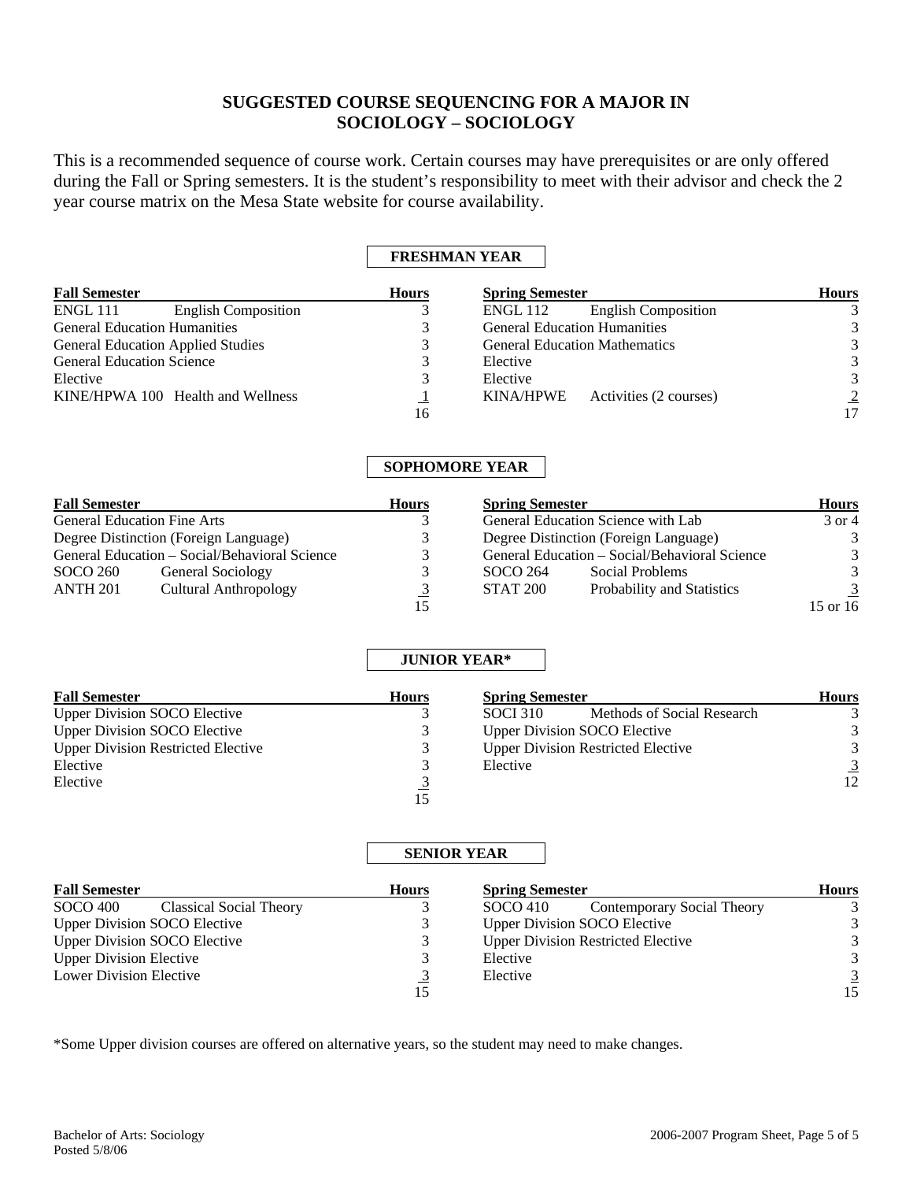## SUGGESTED COURSE SEQUENCING FOR A MAJOR IN SOCIOLOGY – SOCIOLOGY

This is a recommended sequence of course work. Certain courses may have prerequisites or are only offered during the Fall or Spring semesters. It is the student's responsibility to meet with their advisor and check the 2 year course matrix on the Mesa State website for course availability.

### FRESHMAN YEAR

| Fall Semester | | Hours | Spring Semester | | Hours |
|---|---|---|---|---|---|
| ENGL 111 | English Composition | 3 | ENGL 112 | English Composition | 3 |
| General Education Humanities | | 3 | General Education Humanities | | 3 |
| General Education Applied Studies | | 3 | General Education Mathematics | | 3 |
| General Education Science | | 3 | Elective | | 3 |
| Elective | | 3 | Elective | | 3 |
| KINE/HPWA 100 | Health and Wellness | 1 | KINA/HPWE | Activities (2 courses) | 2 |
| | | 16 | | | 17 |

### SOPHOMORE YEAR

| Fall Semester | | Hours | Spring Semester | | Hours |
|---|---|---|---|---|---|
| General Education Fine Arts | | 3 | General Education Science with Lab | | 3 or 4 |
| Degree Distinction (Foreign Language) | | 3 | Degree Distinction (Foreign Language) | | 3 |
| General Education – Social/Behavioral Science | | 3 | General Education – Social/Behavioral Science | | 3 |
| SOCO 260 | General Sociology | 3 | SOCO 264 | Social Problems | 3 |
| ANTH 201 | Cultural Anthropology | 3 | STAT 200 | Probability and Statistics | 3 |
| | | 15 | | | 15 or 16 |

### JUNIOR YEAR*

| Fall Semester | | Hours | Spring Semester | | Hours |
|---|---|---|---|---|---|
| Upper Division SOCO Elective | | 3 | SOCI 310 | Methods of Social Research | 3 |
| Upper Division SOCO Elective | | 3 | Upper Division SOCO Elective | | 3 |
| Upper Division Restricted Elective | | 3 | Upper Division Restricted Elective | | 3 |
| Elective | | 3 | Elective | | 3 |
| Elective | | 3 | | | 12 |
| | | 15 | | | |

### SENIOR YEAR

| Fall Semester | | Hours | Spring Semester | | Hours |
|---|---|---|---|---|---|
| SOCO 400 | Classical Social Theory | 3 | SOCO 410 | Contemporary Social Theory | 3 |
| Upper Division SOCO Elective | | 3 | Upper Division SOCO Elective | | 3 |
| Upper Division SOCO Elective | | 3 | Upper Division Restricted Elective | | 3 |
| Upper Division Elective | | 3 | Elective | | 3 |
| Lower Division Elective | | 3 | Elective | | 3 |
| | | 15 | | | 15 |

*Some Upper division courses are offered on alternative years, so the student may need to make changes.

Bachelor of Arts: Sociology
Posted 5/8/06